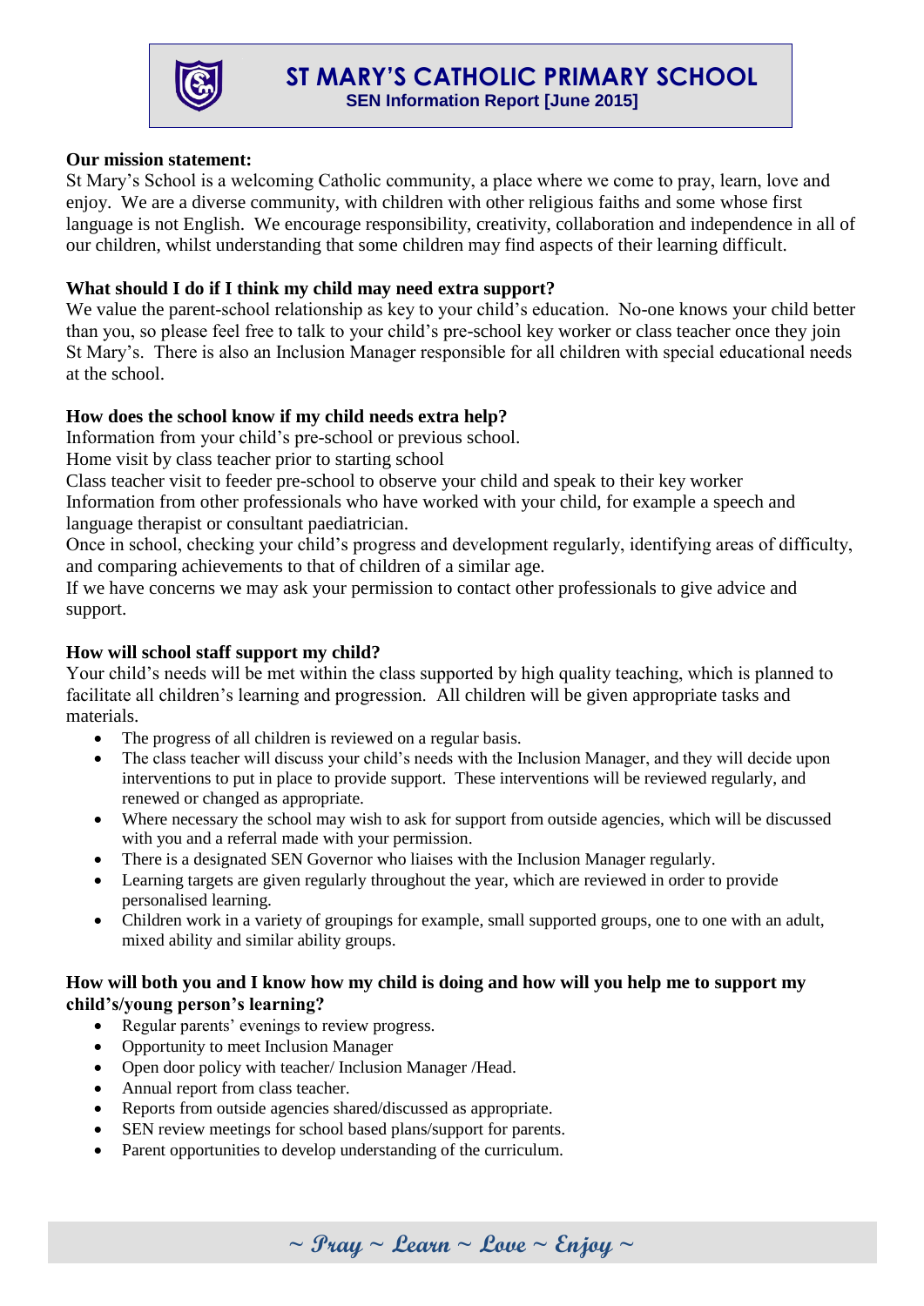# ST MARY'S CATHOLIC PRIMARY SCHOOL

## SEN Information Report [June 2015]

**Our mission statement:**

St Mary's School is a welcoming Catholic community, a place where we come to pray, learn, love and enjoy. We are a diverse community, with children with other religious faiths and some whose first language is not English. We encourage responsibility, creativity, collaboration and independence in all of our children, whilst understanding that some children may find aspects of their learning difficult.

**What should I do if I think my child may need extra support?**

We value the parent-school relationship as key to your child's education. No-one knows your child better than you, so please feel free to talk to your child's pre-school key worker or class teacher once they join St Mary's. There is also an Inclusion Manager responsible for all children with special educational needs at the school.

**How does the school know if my child needs extra help?**

Information from your child's pre-school or previous school.

Home visit by class teacher prior to starting school

Class teacher visit to feeder pre-school to observe your child and speak to their key worker

Information from other professionals who have worked with your child, for example a speech and language therapist or consultant paediatrician.

Once in school, checking your child's progress and development regularly, identifying areas of difficulty, and comparing achievements to that of children of a similar age.

If we have concerns we may ask your permission to contact other professionals to give advice and support.

**How will school staff support my child?**

Your child's needs will be met within the class supported by high quality teaching, which is planned to facilitate all children's learning and progression. All children will be given appropriate tasks and materials.

- The progress of all children is reviewed on a regular basis.
- The class teacher will discuss your child's needs with the Inclusion Manager, and they will decide upon interventions to put in place to provide support. These interventions will be reviewed regularly, and renewed or changed as appropriate.
- Where necessary the school may wish to ask for support from outside agencies, which will be discussed with you and a referral made with your permission.
- There is a designated SEN Governor who liaises with the Inclusion Manager regularly.
- Learning targets are given regularly throughout the year, which are reviewed in order to provide personalised learning.
- Children work in a variety of groupings for example, small supported groups, one to one with an adult, mixed ability and similar ability groups.

**How will both you and I know how my child is doing and how will you help me to support my child's/young person's learning?**

- Regular parents' evenings to review progress.
- Opportunity to meet Inclusion Manager
- Open door policy with teacher/ Inclusion Manager /Head.
- Annual report from class teacher.
- Reports from outside agencies shared/discussed as appropriate.
- SEN review meetings for school based plans/support for parents.
- Parent opportunities to develop understanding of the curriculum.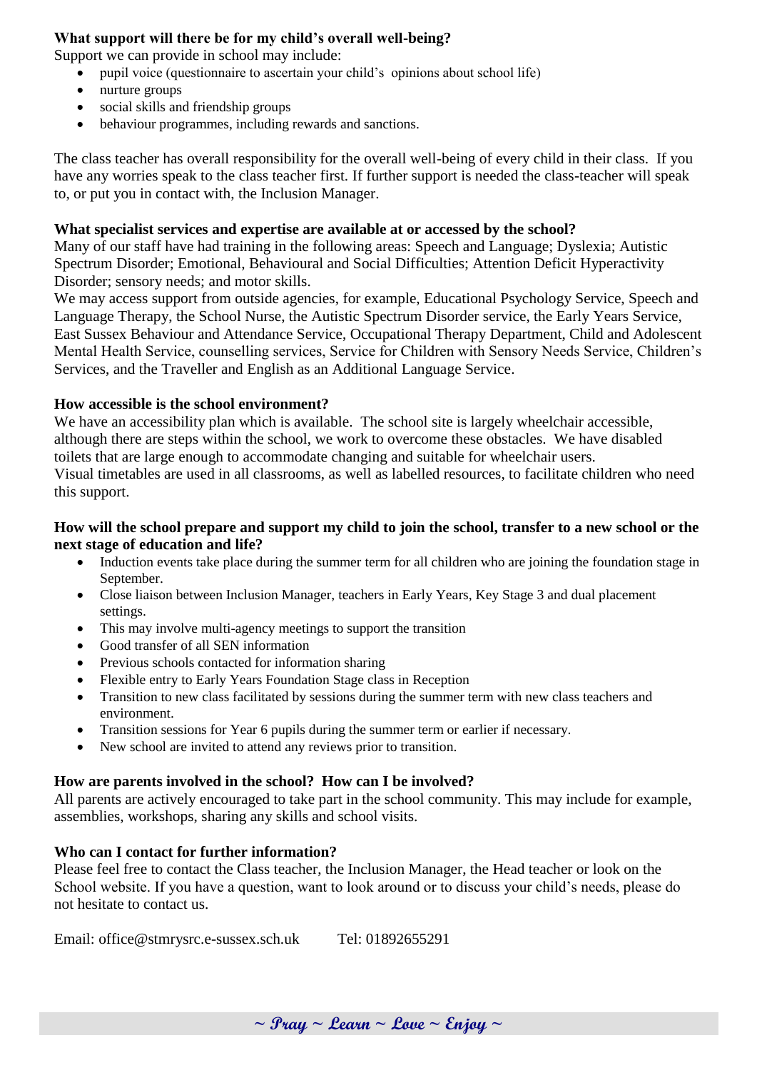**What support will there be for my child's overall well-being?**

Support we can provide in school may include:

- pupil voice (questionnaire to ascertain your child's opinions about school life)
- nurture groups
- social skills and friendship groups
- behaviour programmes, including rewards and sanctions.

The class teacher has overall responsibility for the overall well-being of every child in their class. If you have any worries speak to the class teacher first. If further support is needed the class-teacher will speak to, or put you in contact with, the Inclusion Manager.

**What specialist services and expertise are available at or accessed by the school?**

Many of our staff have had training in the following areas: Speech and Language; Dyslexia; Autistic Spectrum Disorder; Emotional, Behavioural and Social Difficulties; Attention Deficit Hyperactivity Disorder; sensory needs; and motor skills.

We may access support from outside agencies, for example, Educational Psychology Service, Speech and Language Therapy, the School Nurse, the Autistic Spectrum Disorder service, the Early Years Service, East Sussex Behaviour and Attendance Service, Occupational Therapy Department, Child and Adolescent Mental Health Service, counselling services, Service for Children with Sensory Needs Service, Children's Services, and the Traveller and English as an Additional Language Service.

**How accessible is the school environment?**

We have an accessibility plan which is available. The school site is largely wheelchair accessible, although there are steps within the school, we work to overcome these obstacles. We have disabled toilets that are large enough to accommodate changing and suitable for wheelchair users.

Visual timetables are used in all classrooms, as well as labelled resources, to facilitate children who need this support.

**How will the school prepare and support my child to join the school, transfer to a new school or the next stage of education and life?**

- Induction events take place during the summer term for all children who are joining the foundation stage in September.
- Close liaison between Inclusion Manager, teachers in Early Years, Key Stage 3 and dual placement settings.
- This may involve multi-agency meetings to support the transition
- Good transfer of all SEN information
- Previous schools contacted for information sharing
- Flexible entry to Early Years Foundation Stage class in Reception
- Transition to new class facilitated by sessions during the summer term with new class teachers and environment.
- Transition sessions for Year 6 pupils during the summer term or earlier if necessary.
- New school are invited to attend any reviews prior to transition.

**How are parents involved in the school? How can I be involved?**

All parents are actively encouraged to take part in the school community. This may include for example, assemblies, workshops, sharing any skills and school visits.

**Who can I contact for further information?**

Please feel free to contact the Class teacher, the Inclusion Manager, the Head teacher or look on the School website. If you have a question, want to look around or to discuss your child's needs, please do not hesitate to contact us.

Email: office@stmrysrc.e-sussex.sch.uk     Tel: 01892655291

~ Pray ~ Learn ~ Love ~ Enjoy ~